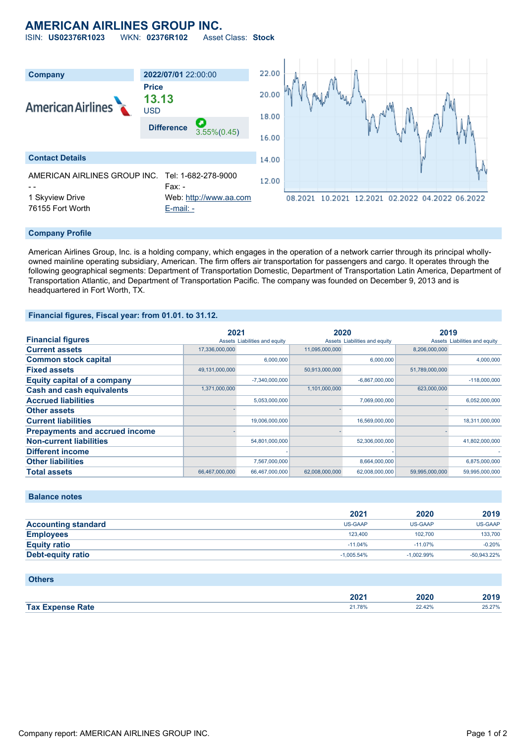# AMERICAN AIRLINES GROUP INC.

ISIN: **US02376R1023** WKN: **02376R102** Asset Class: **Stock**

| Company | 2022/07/01 22:00:00 |
|---|---|
| American Airlines | Price **13.13** USD |
| | Difference 3.55%(0.45) |

## Contact Details

AMERICAN AIRLINES GROUP INC.
- -
1 Skyview Drive
76155 Fort Worth

Tel: 1-682-278-9000
Fax: -
Web: http://www.aa.com
E-mail: -

## Company Profile

American Airlines Group, Inc. is a holding company, which engages in the operation of a network carrier through its principal wholly-owned mainline operating subsidiary, American. The firm offers air transportation for passengers and cargo. It operates through the following geographical segments: Department of Transportation Domestic, Department of Transportation Latin America, Department of Transportation Atlantic, and Department of Transportation Pacific. The company was founded on December 9, 2013 and is headquartered in Fort Worth, TX.

## Financial figures, Fiscal year: from 01.01. to 31.12.

| Financial figures | 2021 | | 2020 | | 2019 | |
|---|---|---|---|---|---|---|
| | Assets | Liabilities and equity | Assets | Liabilities and equity | Assets | Liabilities and equity |
| Current assets | 17,336,000,000 | | 11,095,000,000 | | 8,206,000,000 | |
| Common stock capital | | 6,000,000 | | 6,000,000 | | 4,000,000 |
| Fixed assets | 49,131,000,000 | | 50,913,000,000 | | 51,789,000,000 | |
| Equity capital of a company | | -7,340,000,000 | | -6,867,000,000 | | -118,000,000 |
| Cash and cash equivalents | 1,371,000,000 | | 1,101,000,000 | | 623,000,000 | |
| Accrued liabilities | | 5,053,000,000 | | 7,069,000,000 | | 6,052,000,000 |
| Other assets | - | | - | | - | |
| Current liabilities | | 19,006,000,000 | | 16,569,000,000 | | 18,311,000,000 |
| Prepayments and accrued income | - | | - | | - | |
| Non-current liabilities | | 54,801,000,000 | | 52,306,000,000 | | 41,802,000,000 |
| Different income | | - | | - | | - |
| Other liabilities | | 7,567,000,000 | | 8,664,000,000 | | 6,875,000,000 |
| Total assets | 66,467,000,000 | 66,467,000,000 | 62,008,000,000 | 62,008,000,000 | 59,995,000,000 | 59,995,000,000 |

## Balance notes

| | 2021 | 2020 | 2019 |
|---|---|---|---|
| Accounting standard | US-GAAP | US-GAAP | US-GAAP |
| Employees | 123,400 | 102,700 | 133,700 |
| Equity ratio | -11.04% | -11.07% | -0.20% |
| Debt-equity ratio | -1,005.54% | -1,002.99% | -50,943.22% |

## Others

| | 2021 | 2020 | 2019 |
|---|---|---|---|
| Tax Expense Rate | 21.78% | 22.42% | 25.27% |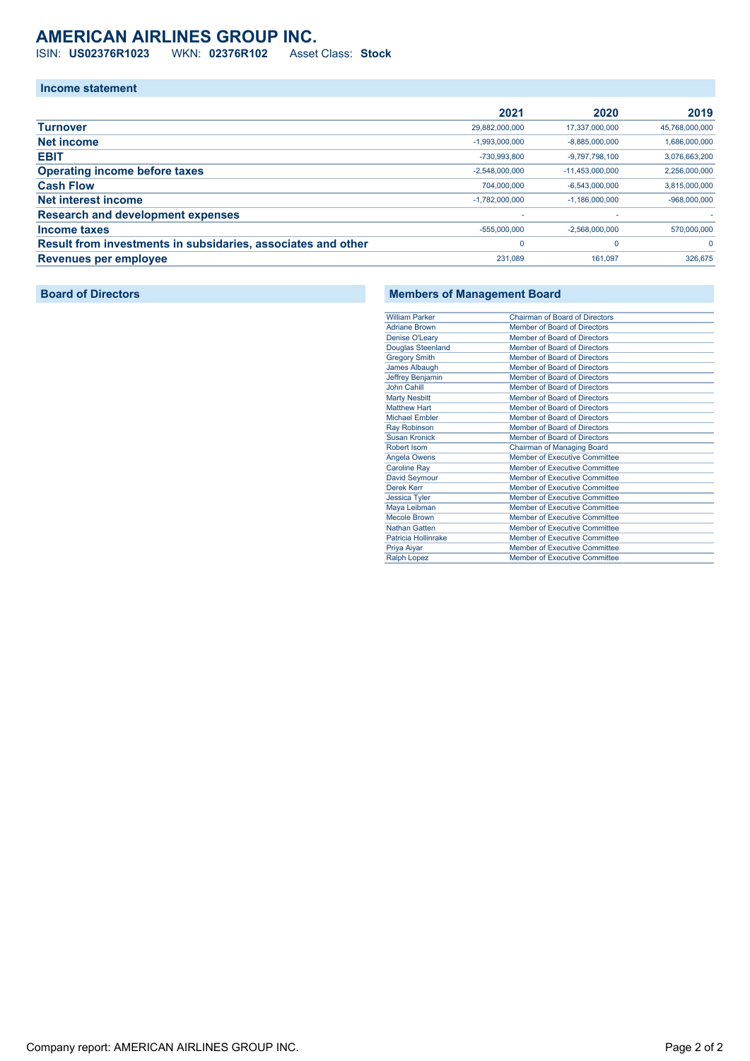# AMERICAN AIRLINES GROUP INC.

ISIN: **US02376R1023** WKN: **02376R102** Asset Class: **Stock**

## Income statement

| | 2021 | 2020 | 2019 |
|---|---|---|---|
| **Turnover** | 29,882,000,000 | 17,337,000,000 | 45,768,000,000 |
| **Net income** | -1,993,000,000 | -8,885,000,000 | 1,686,000,000 |
| **EBIT** | -730,993,800 | -9,797,798,100 | 3,076,663,200 |
| **Operating income before taxes** | -2,548,000,000 | -11,453,000,000 | 2,256,000,000 |
| **Cash Flow** | 704,000,000 | -6,543,000,000 | 3,815,000,000 |
| **Net interest income** | -1,782,000,000 | -1,186,000,000 | -968,000,000 |
| **Research and development expenses** | - | - | - |
| **Income taxes** | -555,000,000 | -2,568,000,000 | 570,000,000 |
| **Result from investments in subsidaries, associates and other** | 0 | 0 | 0 |
| **Revenues per employee** | 231,089 | 161,097 | 326,675 |

## Board of Directors

## Members of Management Board

| | |
|---|---|
| William Parker | Chairman of Board of Directors |
| Adriane Brown | Member of Board of Directors |
| Denise O'Leary | Member of Board of Directors |
| Douglas Steenland | Member of Board of Directors |
| Gregory Smith | Member of Board of Directors |
| James Albaugh | Member of Board of Directors |
| Jeffrey Benjamin | Member of Board of Directors |
| John Cahill | Member of Board of Directors |
| Marty Nesbitt | Member of Board of Directors |
| Matthew Hart | Member of Board of Directors |
| Michael Embler | Member of Board of Directors |
| Ray Robinson | Member of Board of Directors |
| Susan Kronick | Member of Board of Directors |
| Robert Isom | Chairman of Managing Board |
| Angela Owens | Member of Executive Committee |
| Caroline Ray | Member of Executive Committee |
| David Seymour | Member of Executive Committee |
| Derek Kerr | Member of Executive Committee |
| Jessica Tyler | Member of Executive Committee |
| Maya Leibman | Member of Executive Committee |
| Mecole Brown | Member of Executive Committee |
| Nathan Gatten | Member of Executive Committee |
| Patricia Hollinrake | Member of Executive Committee |
| Priya Aiyar | Member of Executive Committee |
| Ralph Lopez | Member of Executive Committee |